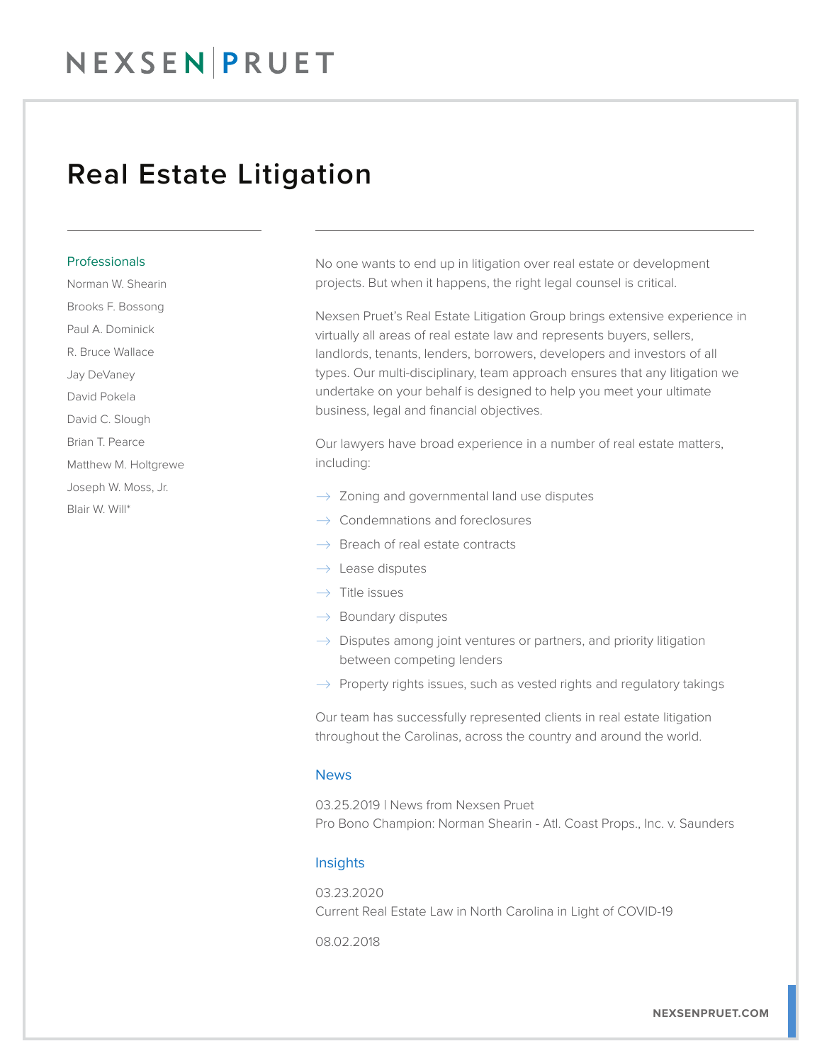# Real Estate Litigation

## Professionals

Norman W. Shearin

Brooks F. Bossong

Paul A. Dominick

R. Bruce Wallace

Jay DeVaney

David Pokela

David C. Slough

Brian T. Pearce

Matthew M. Holtgrewe

Joseph W. Moss, Jr.

Blair W. Will*

No one wants to end up in litigation over real estate or development projects. But when it happens, the right legal counsel is critical.

Nexsen Pruet's Real Estate Litigation Group brings extensive experience in virtually all areas of real estate law and represents buyers, sellers, landlords, tenants, lenders, borrowers, developers and investors of all types. Our multi-disciplinary, team approach ensures that any litigation we undertake on your behalf is designed to help you meet your ultimate business, legal and financial objectives.

Our lawyers have broad experience in a number of real estate matters, including:

- Zoning and governmental land use disputes
- Condemnations and foreclosures
- Breach of real estate contracts
- Lease disputes
- Title issues
- Boundary disputes
- Disputes among joint ventures or partners, and priority litigation between competing lenders
- Property rights issues, such as vested rights and regulatory takings

Our team has successfully represented clients in real estate litigation throughout the Carolinas, across the country and around the world.

## News

03.25.2019 | News from Nexsen Pruet
Pro Bono Champion: Norman Shearin - Atl. Coast Props., Inc. v. Saunders

## Insights

03.23.2020
Current Real Estate Law in North Carolina in Light of COVID-19

08.02.2018